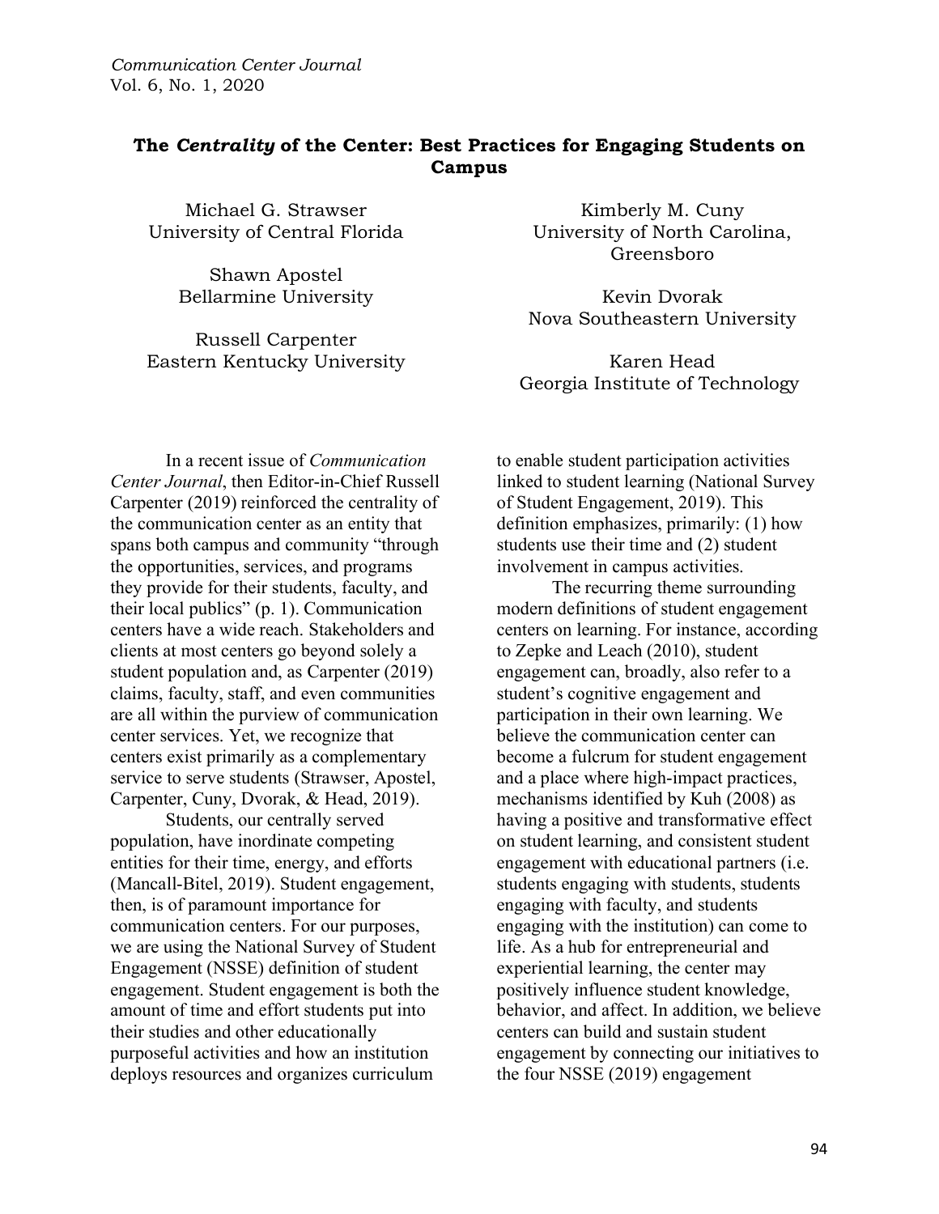# The *Centrality* of the Center: Best Practices for Engaging Students on Campus

Michael G. Strawser
University of Central Florida

Shawn Apostel
Bellarmine University

Russell Carpenter
Eastern Kentucky University

Kimberly M. Cuny
University of North Carolina, Greensboro

Kevin Dvorak
Nova Southeastern University

Karen Head
Georgia Institute of Technology

In a recent issue of *Communication Center Journal*, then Editor-in-Chief Russell Carpenter (2019) reinforced the centrality of the communication center as an entity that spans both campus and community "through the opportunities, services, and programs they provide for their students, faculty, and their local publics" (p. 1). Communication centers have a wide reach. Stakeholders and clients at most centers go beyond solely a student population and, as Carpenter (2019) claims, faculty, staff, and even communities are all within the purview of communication center services. Yet, we recognize that centers exist primarily as a complementary service to serve students (Strawser, Apostel, Carpenter, Cuny, Dvorak, & Head, 2019).

Students, our centrally served population, have inordinate competing entities for their time, energy, and efforts (Mancall-Bitel, 2019). Student engagement, then, is of paramount importance for communication centers. For our purposes, we are using the National Survey of Student Engagement (NSSE) definition of student engagement. Student engagement is both the amount of time and effort students put into their studies and other educationally purposeful activities and how an institution deploys resources and organizes curriculum to enable student participation activities linked to student learning (National Survey of Student Engagement, 2019). This definition emphasizes, primarily: (1) how students use their time and (2) student involvement in campus activities.

The recurring theme surrounding modern definitions of student engagement centers on learning. For instance, according to Zepke and Leach (2010), student engagement can, broadly, also refer to a student's cognitive engagement and participation in their own learning. We believe the communication center can become a fulcrum for student engagement and a place where high-impact practices, mechanisms identified by Kuh (2008) as having a positive and transformative effect on student learning, and consistent student engagement with educational partners (i.e. students engaging with students, students engaging with faculty, and students engaging with the institution) can come to life. As a hub for entrepreneurial and experiential learning, the center may positively influence student knowledge, behavior, and affect. In addition, we believe centers can build and sustain student engagement by connecting our initiatives to the four NSSE (2019) engagement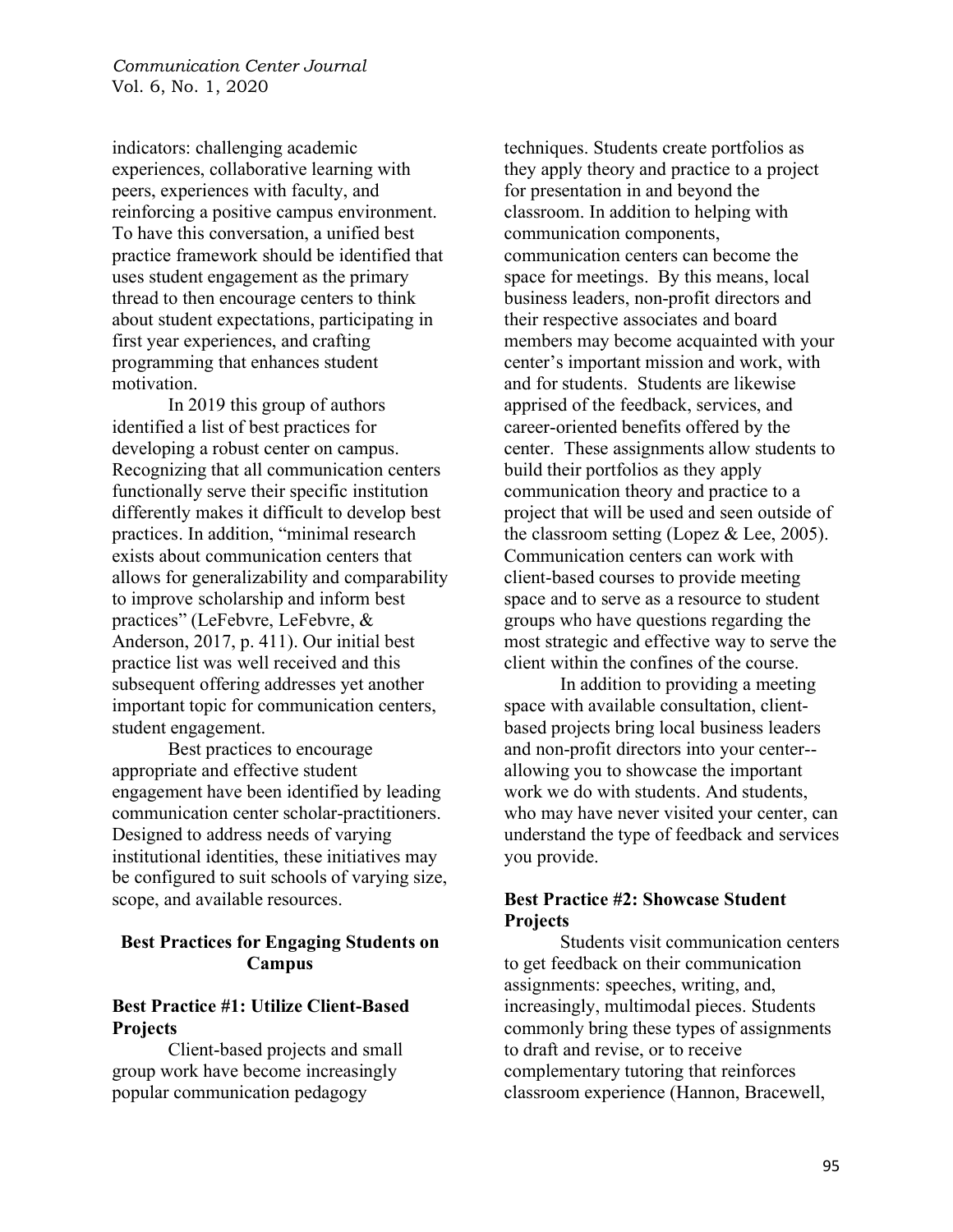indicators: challenging academic experiences, collaborative learning with peers, experiences with faculty, and reinforcing a positive campus environment. To have this conversation, a unified best practice framework should be identified that uses student engagement as the primary thread to then encourage centers to think about student expectations, participating in first year experiences, and crafting programming that enhances student motivation.

In 2019 this group of authors identified a list of best practices for developing a robust center on campus. Recognizing that all communication centers functionally serve their specific institution differently makes it difficult to develop best practices. In addition, "minimal research exists about communication centers that allows for generalizability and comparability to improve scholarship and inform best practices" (LeFebvre, LeFebvre, & Anderson, 2017, p. 411). Our initial best practice list was well received and this subsequent offering addresses yet another important topic for communication centers, student engagement.

Best practices to encourage appropriate and effective student engagement have been identified by leading communication center scholar-practitioners. Designed to address needs of varying institutional identities, these initiatives may be configured to suit schools of varying size, scope, and available resources.

## Best Practices for Engaging Students on Campus

### Best Practice #1: Utilize Client-Based Projects

Client-based projects and small group work have become increasingly popular communication pedagogy techniques. Students create portfolios as they apply theory and practice to a project for presentation in and beyond the classroom. In addition to helping with communication components, communication centers can become the space for meetings. By this means, local business leaders, non-profit directors and their respective associates and board members may become acquainted with your center's important mission and work, with and for students. Students are likewise apprised of the feedback, services, and career-oriented benefits offered by the center. These assignments allow students to build their portfolios as they apply communication theory and practice to a project that will be used and seen outside of the classroom setting (Lopez & Lee, 2005). Communication centers can work with client-based courses to provide meeting space and to serve as a resource to student groups who have questions regarding the most strategic and effective way to serve the client within the confines of the course.

In addition to providing a meeting space with available consultation, client-based projects bring local business leaders and non-profit directors into your center--allowing you to showcase the important work we do with students. And students, who may have never visited your center, can understand the type of feedback and services you provide.

### Best Practice #2: Showcase Student Projects

Students visit communication centers to get feedback on their communication assignments: speeches, writing, and, increasingly, multimodal pieces. Students commonly bring these types of assignments to draft and revise, or to receive complementary tutoring that reinforces classroom experience (Hannon, Bracewell,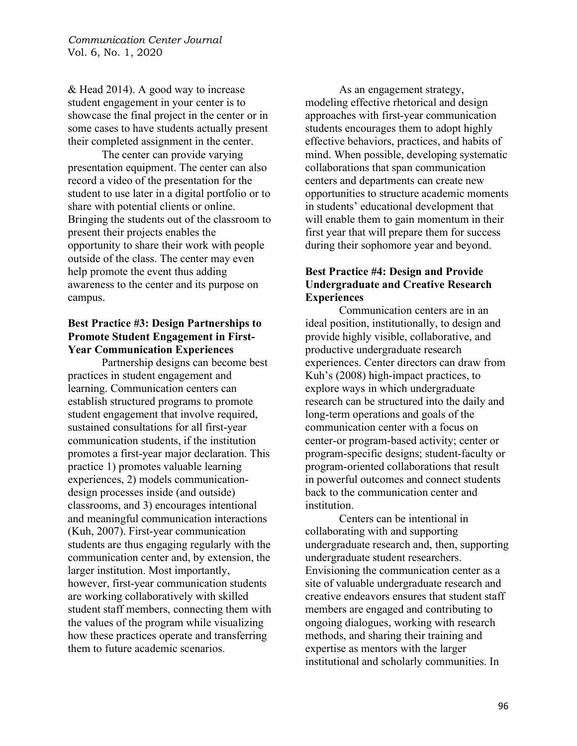& Head 2014). A good way to increase student engagement in your center is to showcase the final project in the center or in some cases to have students actually present their completed assignment in the center.

The center can provide varying presentation equipment. The center can also record a video of the presentation for the student to use later in a digital portfolio or to share with potential clients or online. Bringing the students out of the classroom to present their projects enables the opportunity to share their work with people outside of the class. The center may even help promote the event thus adding awareness to the center and its purpose on campus.

### Best Practice #3: Design Partnerships to Promote Student Engagement in First-Year Communication Experiences

Partnership designs can become best practices in student engagement and learning. Communication centers can establish structured programs to promote student engagement that involve required, sustained consultations for all first-year communication students, if the institution promotes a first-year major declaration. This practice 1) promotes valuable learning experiences, 2) models communication-design processes inside (and outside) classrooms, and 3) encourages intentional and meaningful communication interactions (Kuh, 2007). First-year communication students are thus engaging regularly with the communication center and, by extension, the larger institution. Most importantly, however, first-year communication students are working collaboratively with skilled student staff members, connecting them with the values of the program while visualizing how these practices operate and transferring them to future academic scenarios.

As an engagement strategy, modeling effective rhetorical and design approaches with first-year communication students encourages them to adopt highly effective behaviors, practices, and habits of mind. When possible, developing systematic collaborations that span communication centers and departments can create new opportunities to structure academic moments in students' educational development that will enable them to gain momentum in their first year that will prepare them for success during their sophomore year and beyond.

### Best Practice #4: Design and Provide Undergraduate and Creative Research Experiences

Communication centers are in an ideal position, institutionally, to design and provide highly visible, collaborative, and productive undergraduate research experiences. Center directors can draw from Kuh's (2008) high-impact practices, to explore ways in which undergraduate research can be structured into the daily and long-term operations and goals of the communication center with a focus on center-or program-based activity; center or program-specific designs; student-faculty or program-oriented collaborations that result in powerful outcomes and connect students back to the communication center and institution.

Centers can be intentional in collaborating with and supporting undergraduate research and, then, supporting undergraduate student researchers. Envisioning the communication center as a site of valuable undergraduate research and creative endeavors ensures that student staff members are engaged and contributing to ongoing dialogues, working with research methods, and sharing their training and expertise as mentors with the larger institutional and scholarly communities. In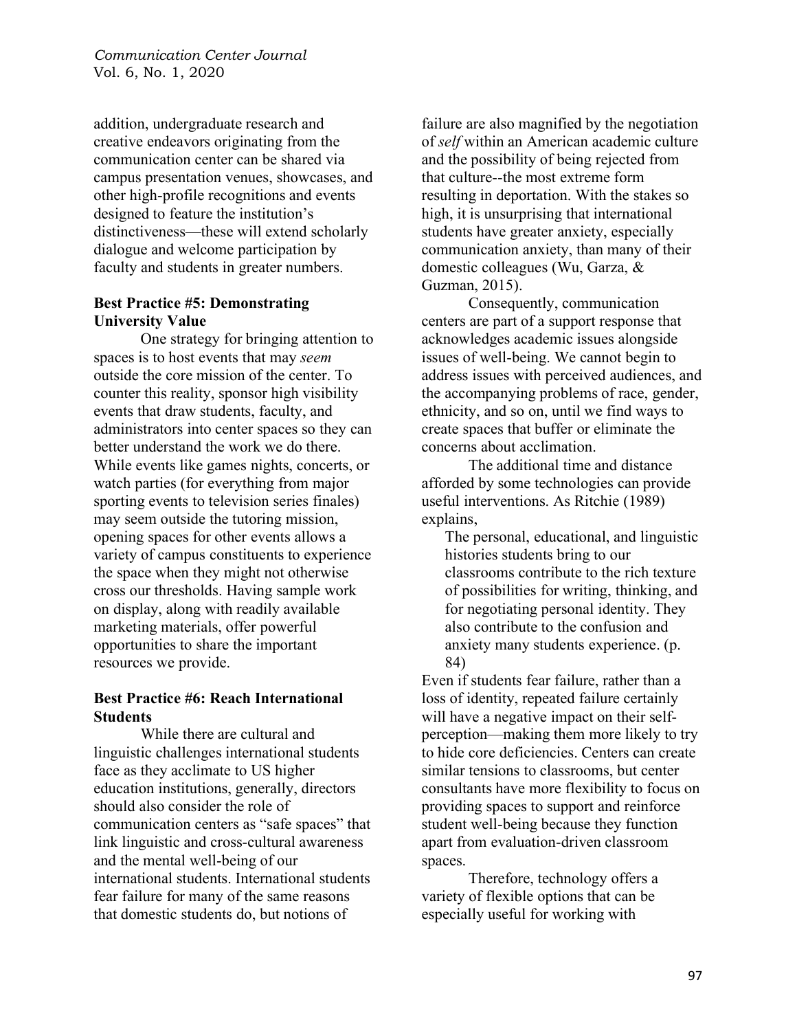addition, undergraduate research and creative endeavors originating from the communication center can be shared via campus presentation venues, showcases, and other high-profile recognitions and events designed to feature the institution's distinctiveness—these will extend scholarly dialogue and welcome participation by faculty and students in greater numbers.

**Best Practice #5: Demonstrating University Value**

One strategy for bringing attention to spaces is to host events that may *seem* outside the core mission of the center. To counter this reality, sponsor high visibility events that draw students, faculty, and administrators into center spaces so they can better understand the work we do there. While events like games nights, concerts, or watch parties (for everything from major sporting events to television series finales) may seem outside the tutoring mission, opening spaces for other events allows a variety of campus constituents to experience the space when they might not otherwise cross our thresholds. Having sample work on display, along with readily available marketing materials, offer powerful opportunities to share the important resources we provide.

**Best Practice #6: Reach International Students**

While there are cultural and linguistic challenges international students face as they acclimate to US higher education institutions, generally, directors should also consider the role of communication centers as "safe spaces" that link linguistic and cross-cultural awareness and the mental well-being of our international students. International students fear failure for many of the same reasons that domestic students do, but notions of failure are also magnified by the negotiation of *self* within an American academic culture and the possibility of being rejected from that culture--the most extreme form resulting in deportation. With the stakes so high, it is unsurprising that international students have greater anxiety, especially communication anxiety, than many of their domestic colleagues (Wu, Garza, & Guzman, 2015).

Consequently, communication centers are part of a support response that acknowledges academic issues alongside issues of well-being. We cannot begin to address issues with perceived audiences, and the accompanying problems of race, gender, ethnicity, and so on, until we find ways to create spaces that buffer or eliminate the concerns about acclimation.

The additional time and distance afforded by some technologies can provide useful interventions. As Ritchie (1989) explains,

> The personal, educational, and linguistic histories students bring to our classrooms contribute to the rich texture of possibilities for writing, thinking, and for negotiating personal identity. They also contribute to the confusion and anxiety many students experience. (p. 84)

Even if students fear failure, rather than a loss of identity, repeated failure certainly will have a negative impact on their self-perception—making them more likely to try to hide core deficiencies. Centers can create similar tensions to classrooms, but center consultants have more flexibility to focus on providing spaces to support and reinforce student well-being because they function apart from evaluation-driven classroom spaces.

Therefore, technology offers a variety of flexible options that can be especially useful for working with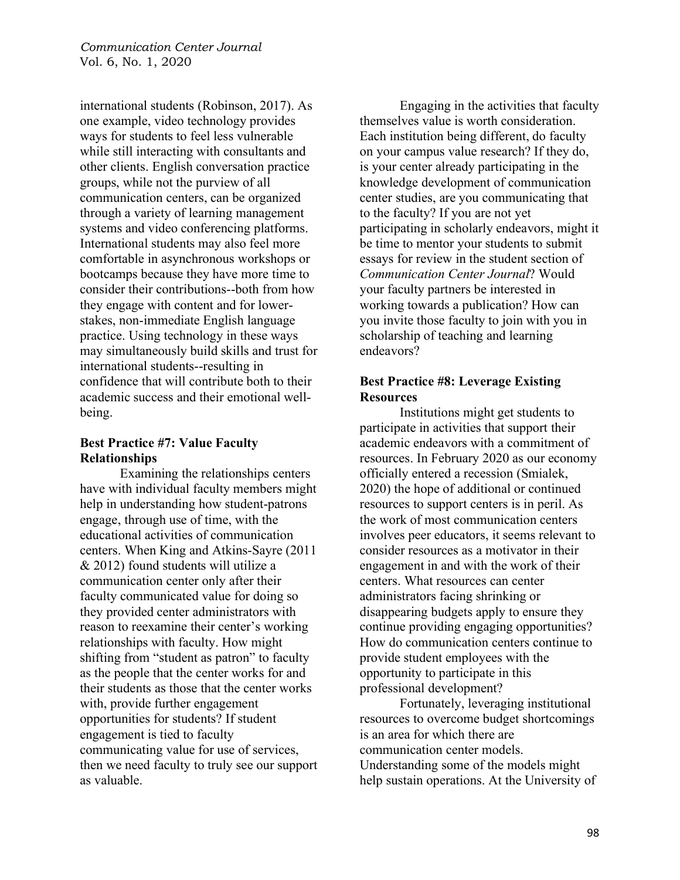international students (Robinson, 2017). As one example, video technology provides ways for students to feel less vulnerable while still interacting with consultants and other clients. English conversation practice groups, while not the purview of all communication centers, can be organized through a variety of learning management systems and video conferencing platforms. International students may also feel more comfortable in asynchronous workshops or bootcamps because they have more time to consider their contributions--both from how they engage with content and for lower-stakes, non-immediate English language practice. Using technology in these ways may simultaneously build skills and trust for international students--resulting in confidence that will contribute both to their academic success and their emotional well-being.

### Best Practice #7: Value Faculty Relationships

Examining the relationships centers have with individual faculty members might help in understanding how student-patrons engage, through use of time, with the educational activities of communication centers. When King and Atkins-Sayre (2011 & 2012) found students will utilize a communication center only after their faculty communicated value for doing so they provided center administrators with reason to reexamine their center's working relationships with faculty. How might shifting from "student as patron" to faculty as the people that the center works for and their students as those that the center works with, provide further engagement opportunities for students? If student engagement is tied to faculty communicating value for use of services, then we need faculty to truly see our support as valuable.

Engaging in the activities that faculty themselves value is worth consideration. Each institution being different, do faculty on your campus value research? If they do, is your center already participating in the knowledge development of communication center studies, are you communicating that to the faculty? If you are not yet participating in scholarly endeavors, might it be time to mentor your students to submit essays for review in the student section of *Communication Center Journal*? Would your faculty partners be interested in working towards a publication? How can you invite those faculty to join with you in scholarship of teaching and learning endeavors?

### Best Practice #8: Leverage Existing Resources

Institutions might get students to participate in activities that support their academic endeavors with a commitment of resources. In February 2020 as our economy officially entered a recession (Smialek, 2020) the hope of additional or continued resources to support centers is in peril. As the work of most communication centers involves peer educators, it seems relevant to consider resources as a motivator in their engagement in and with the work of their centers. What resources can center administrators facing shrinking or disappearing budgets apply to ensure they continue providing engaging opportunities? How do communication centers continue to provide student employees with the opportunity to participate in this professional development?

Fortunately, leveraging institutional resources to overcome budget shortcomings is an area for which there are communication center models. Understanding some of the models might help sustain operations. At the University of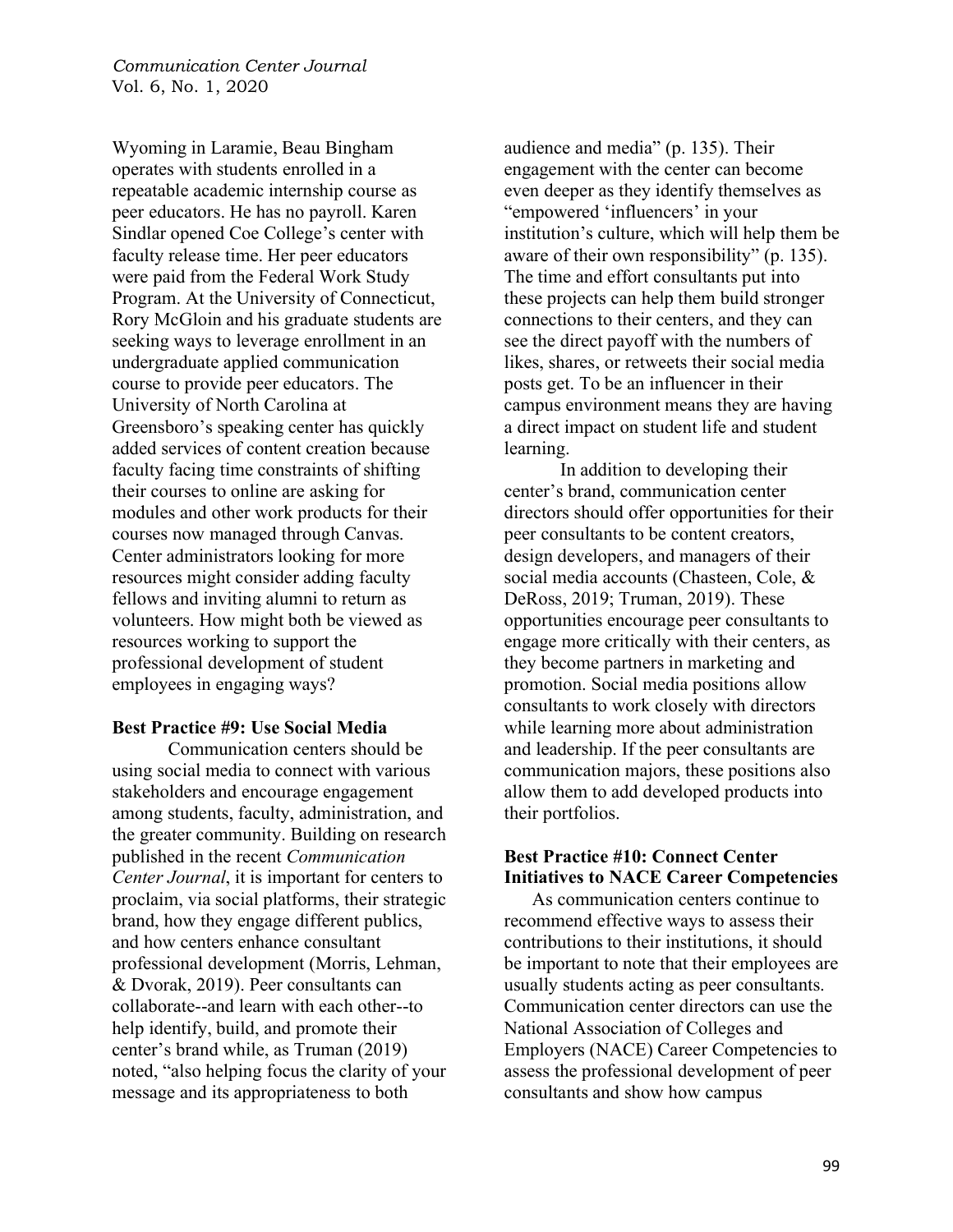Wyoming in Laramie, Beau Bingham operates with students enrolled in a repeatable academic internship course as peer educators. He has no payroll. Karen Sindlar opened Coe College's center with faculty release time. Her peer educators were paid from the Federal Work Study Program. At the University of Connecticut, Rory McGloin and his graduate students are seeking ways to leverage enrollment in an undergraduate applied communication course to provide peer educators. The University of North Carolina at Greensboro's speaking center has quickly added services of content creation because faculty facing time constraints of shifting their courses to online are asking for modules and other work products for their courses now managed through Canvas. Center administrators looking for more resources might consider adding faculty fellows and inviting alumni to return as volunteers. How might both be viewed as resources working to support the professional development of student employees in engaging ways?

**Best Practice #9: Use Social Media**

Communication centers should be using social media to connect with various stakeholders and encourage engagement among students, faculty, administration, and the greater community. Building on research published in the recent *Communication Center Journal*, it is important for centers to proclaim, via social platforms, their strategic brand, how they engage different publics, and how centers enhance consultant professional development (Morris, Lehman, & Dvorak, 2019). Peer consultants can collaborate--and learn with each other--to help identify, build, and promote their center's brand while, as Truman (2019) noted, "also helping focus the clarity of your message and its appropriateness to both audience and media" (p. 135). Their engagement with the center can become even deeper as they identify themselves as "empowered 'influencers' in your institution's culture, which will help them be aware of their own responsibility" (p. 135). The time and effort consultants put into these projects can help them build stronger connections to their centers, and they can see the direct payoff with the numbers of likes, shares, or retweets their social media posts get. To be an influencer in their campus environment means they are having a direct impact on student life and student learning.

In addition to developing their center's brand, communication center directors should offer opportunities for their peer consultants to be content creators, design developers, and managers of their social media accounts (Chasteen, Cole, & DeRoss, 2019; Truman, 2019). These opportunities encourage peer consultants to engage more critically with their centers, as they become partners in marketing and promotion. Social media positions allow consultants to work closely with directors while learning more about administration and leadership. If the peer consultants are communication majors, these positions also allow them to add developed products into their portfolios.

**Best Practice #10: Connect Center Initiatives to NACE Career Competencies**

As communication centers continue to recommend effective ways to assess their contributions to their institutions, it should be important to note that their employees are usually students acting as peer consultants. Communication center directors can use the National Association of Colleges and Employers (NACE) Career Competencies to assess the professional development of peer consultants and show how campus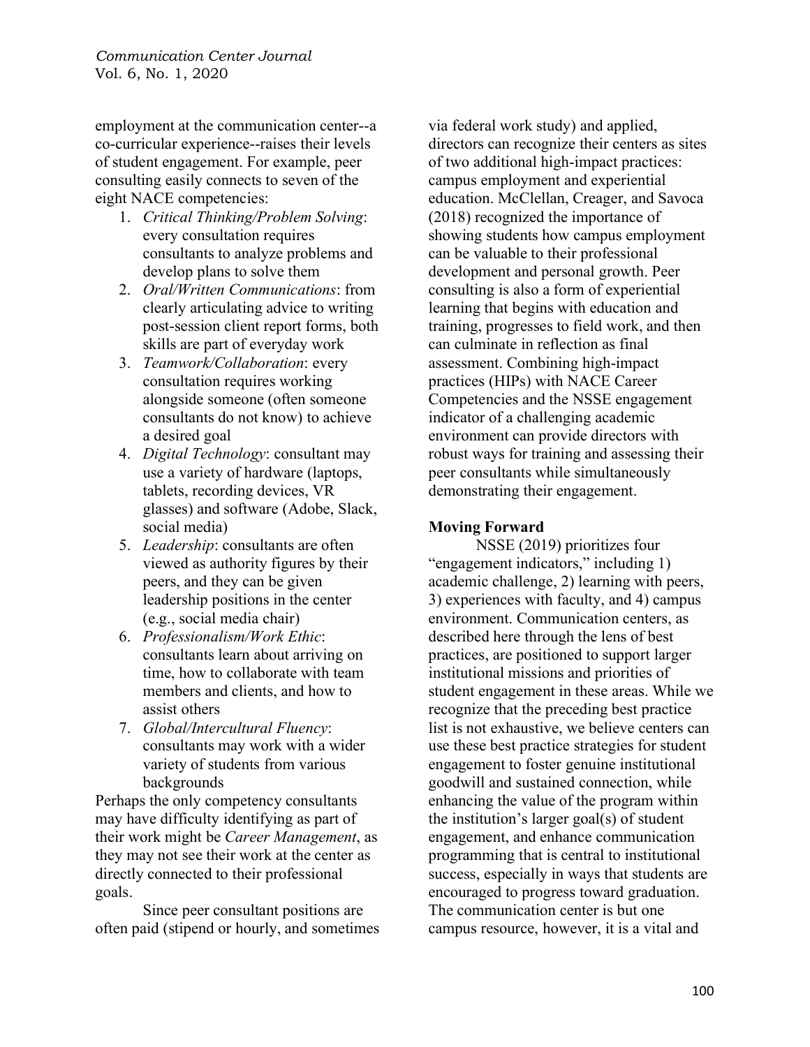employment at the communication center--a co-curricular experience--raises their levels of student engagement. For example, peer consulting easily connects to seven of the eight NACE competencies:

1. *Critical Thinking/Problem Solving*: every consultation requires consultants to analyze problems and develop plans to solve them
2. *Oral/Written Communications*: from clearly articulating advice to writing post-session client report forms, both skills are part of everyday work
3. *Teamwork/Collaboration*: every consultation requires working alongside someone (often someone consultants do not know) to achieve a desired goal
4. *Digital Technology*: consultant may use a variety of hardware (laptops, tablets, recording devices, VR glasses) and software (Adobe, Slack, social media)
5. *Leadership*: consultants are often viewed as authority figures by their peers, and they can be given leadership positions in the center (e.g., social media chair)
6. *Professionalism/Work Ethic*: consultants learn about arriving on time, how to collaborate with team members and clients, and how to assist others
7. *Global/Intercultural Fluency*: consultants may work with a wider variety of students from various backgrounds

Perhaps the only competency consultants may have difficulty identifying as part of their work might be *Career Management*, as they may not see their work at the center as directly connected to their professional goals.

Since peer consultant positions are often paid (stipend or hourly, and sometimes via federal work study) and applied, directors can recognize their centers as sites of two additional high-impact practices: campus employment and experiential education. McClellan, Creager, and Savoca (2018) recognized the importance of showing students how campus employment can be valuable to their professional development and personal growth. Peer consulting is also a form of experiential learning that begins with education and training, progresses to field work, and then can culminate in reflection as final assessment. Combining high-impact practices (HIPs) with NACE Career Competencies and the NSSE engagement indicator of a challenging academic environment can provide directors with robust ways for training and assessing their peer consultants while simultaneously demonstrating their engagement.

**Moving Forward**

NSSE (2019) prioritizes four "engagement indicators," including 1) academic challenge, 2) learning with peers, 3) experiences with faculty, and 4) campus environment. Communication centers, as described here through the lens of best practices, are positioned to support larger institutional missions and priorities of student engagement in these areas. While we recognize that the preceding best practice list is not exhaustive, we believe centers can use these best practice strategies for student engagement to foster genuine institutional goodwill and sustained connection, while enhancing the value of the program within the institution's larger goal(s) of student engagement, and enhance communication programming that is central to institutional success, especially in ways that students are encouraged to progress toward graduation. The communication center is but one campus resource, however, it is a vital and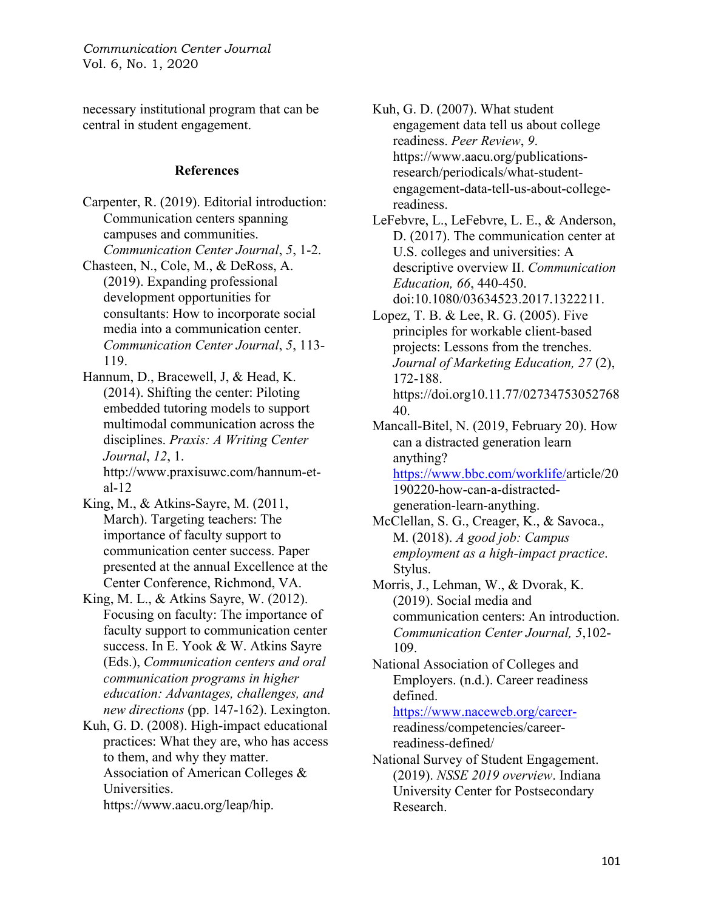necessary institutional program that can be central in student engagement.

## References

Carpenter, R. (2019). Editorial introduction: Communication centers spanning campuses and communities. *Communication Center Journal*, *5*, 1-2.

Chasteen, N., Cole, M., & DeRoss, A. (2019). Expanding professional development opportunities for consultants: How to incorporate social media into a communication center. *Communication Center Journal*, *5*, 113-119.

Hannum, D., Bracewell, J, & Head, K. (2014). Shifting the center: Piloting embedded tutoring models to support multimodal communication across the disciplines. *Praxis: A Writing Center Journal*, *12*, 1. http://www.praxisuwc.com/hannum-et-al-12

King, M., & Atkins-Sayre, M. (2011, March). Targeting teachers: The importance of faculty support to communication center success. Paper presented at the annual Excellence at the Center Conference, Richmond, VA.

King, M. L., & Atkins Sayre, W. (2012). Focusing on faculty: The importance of faculty support to communication center success. In E. Yook & W. Atkins Sayre (Eds.), *Communication centers and oral communication programs in higher education: Advantages, challenges, and new directions* (pp. 147-162). Lexington.

Kuh, G. D. (2008). High-impact educational practices: What they are, who has access to them, and why they matter. Association of American Colleges & Universities. https://www.aacu.org/leap/hip.

Kuh, G. D. (2007). What student engagement data tell us about college readiness. *Peer Review*, *9*. https://www.aacu.org/publications-research/periodicals/what-student-engagement-data-tell-us-about-college-readiness.

LeFebvre, L., LeFebvre, L. E., & Anderson, D. (2017). The communication center at U.S. colleges and universities: A descriptive overview II. *Communication Education, 66*, 440-450. doi:10.1080/03634523.2017.1322211.

Lopez, T. B. & Lee, R. G. (2005). Five principles for workable client-based projects: Lessons from the trenches. *Journal of Marketing Education, 27* (2), 172-188. https://doi.org10.11.77/0273475305276840.

Mancall-Bitel, N. (2019, February 20). How can a distracted generation learn anything? https://www.bbc.com/worklife/article/20190220-how-can-a-distracted-generation-learn-anything.

McClellan, S. G., Creager, K., & Savoca., M. (2018). *A good job: Campus employment as a high-impact practice*. Stylus.

Morris, J., Lehman, W., & Dvorak, K. (2019). Social media and communication centers: An introduction. *Communication Center Journal, 5*,102-109.

National Association of Colleges and Employers. (n.d.). Career readiness defined. https://www.naceweb.org/career-readiness/competencies/career-readiness-defined/

National Survey of Student Engagement. (2019). *NSSE 2019 overview*. Indiana University Center for Postsecondary Research.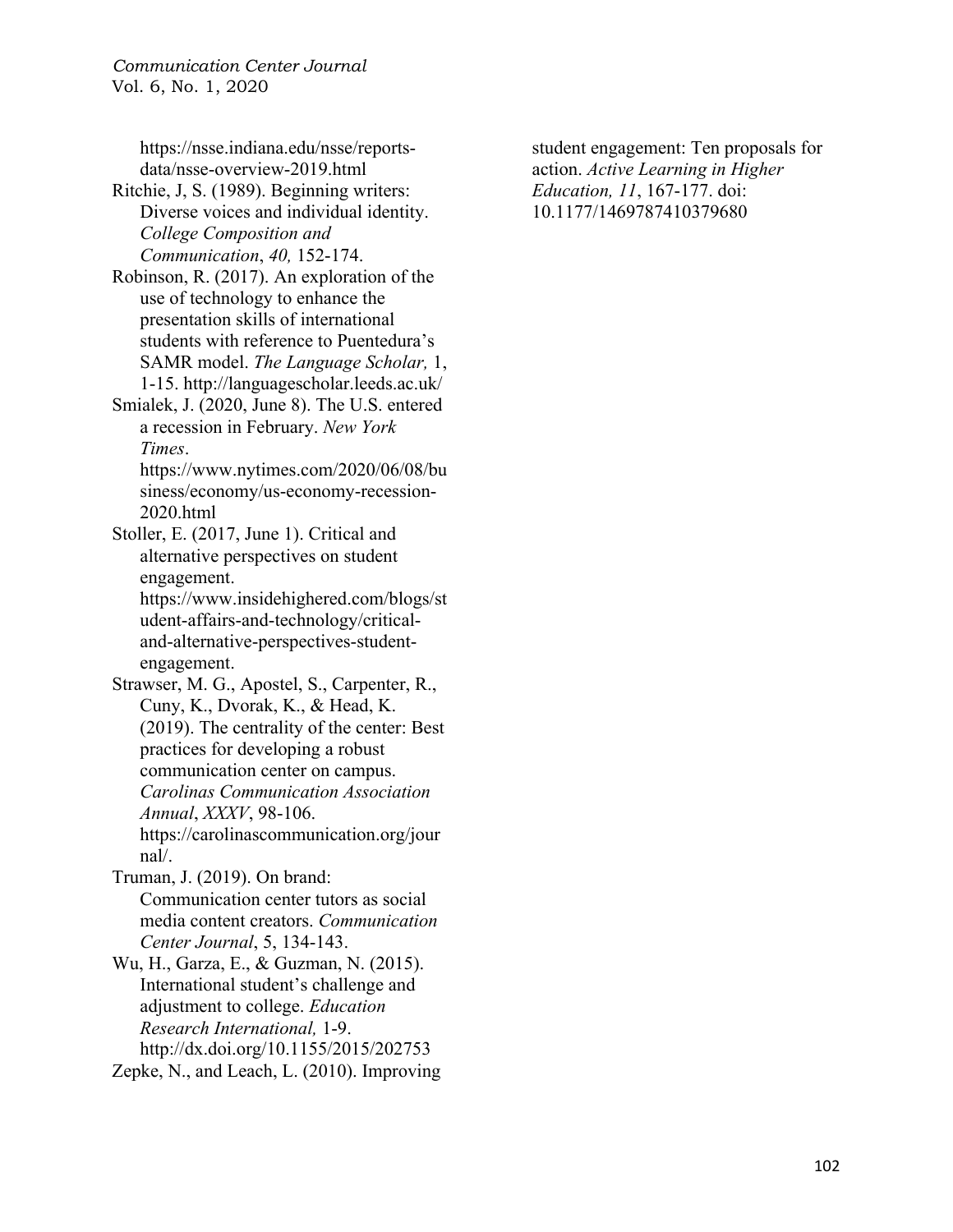https://nsse.indiana.edu/nsse/reports-data/nsse-overview-2019.html

Ritchie, J, S. (1989). Beginning writers: Diverse voices and individual identity. *College Composition and Communication*, *40,* 152-174.

Robinson, R. (2017). An exploration of the use of technology to enhance the presentation skills of international students with reference to Puentedura's SAMR model. *The Language Scholar,* 1, 1-15. http://languagescholar.leeds.ac.uk/

Smialek, J. (2020, June 8). The U.S. entered a recession in February. *New York Times*. https://www.nytimes.com/2020/06/08/business/economy/us-economy-recession-2020.html

Stoller, E. (2017, June 1). Critical and alternative perspectives on student engagement. https://www.insidehighered.com/blogs/student-affairs-and-technology/critical-and-alternative-perspectives-student-engagement.

Strawser, M. G., Apostel, S., Carpenter, R., Cuny, K., Dvorak, K., & Head, K. (2019). The centrality of the center: Best practices for developing a robust communication center on campus. *Carolinas Communication Association Annual*, *XXXV*, 98-106. https://carolinascommunication.org/journal/.

Truman, J. (2019). On brand: Communication center tutors as social media content creators. *Communication Center Journal*, 5, 134-143.

Wu, H., Garza, E., & Guzman, N. (2015). International student's challenge and adjustment to college. *Education Research International,* 1-9. http://dx.doi.org/10.1155/2015/202753

Zepke, N., and Leach, L. (2010). Improving student engagement: Ten proposals for action. *Active Learning in Higher Education, 11*, 167-177. doi: 10.1177/1469787410379680